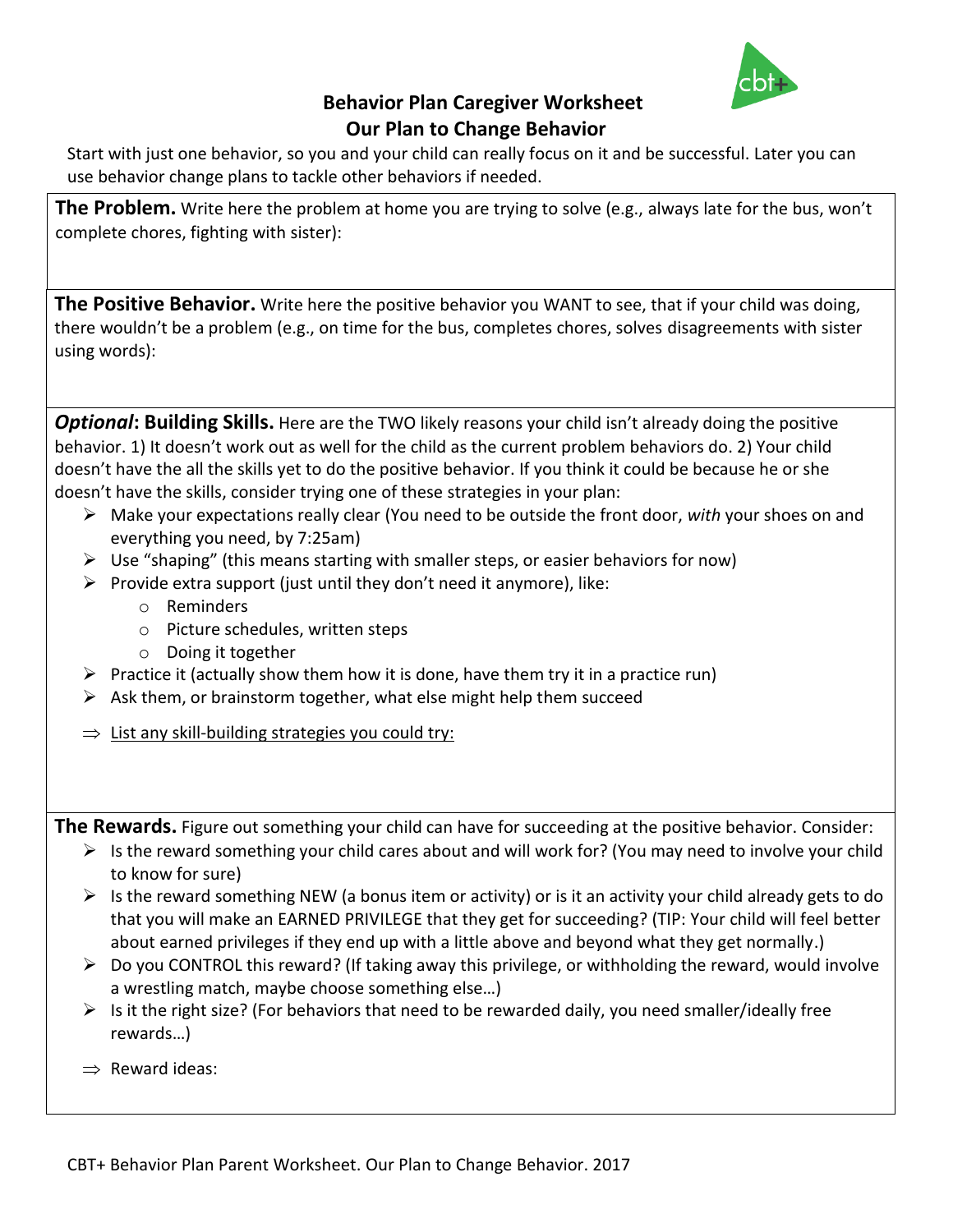# Behavior Plan Caregiver Worksheet
## Our Plan to Change Behavior

Start with just one behavior, so you and your child can really focus on it and be successful. Later you can use behavior change plans to tackle other behaviors if needed.

**The Problem.** Write here the problem at home you are trying to solve (e.g., always late for the bus, won't complete chores, fighting with sister):

**The Positive Behavior.** Write here the positive behavior you WANT to see, that if your child was doing, there wouldn't be a problem (e.g., on time for the bus, completes chores, solves disagreements with sister using words):

***Optional*: Building Skills.** Here are the TWO likely reasons your child isn't already doing the positive behavior. 1) It doesn't work out as well for the child as the current problem behaviors do. 2) Your child doesn't have the all the skills yet to do the positive behavior. If you think it could be because he or she doesn't have the skills, consider trying one of these strategies in your plan:

- Make your expectations really clear (You need to be outside the front door, *with* your shoes on and everything you need, by 7:25am)
- Use "shaping" (this means starting with smaller steps, or easier behaviors for now)
- Provide extra support (just until they don't need it anymore), like:
  - Reminders
  - Picture schedules, written steps
  - Doing it together
- Practice it (actually show them how it is done, have them try it in a practice run)
- Ask them, or brainstorm together, what else might help them succeed

⇒ <u>List any skill-building strategies you could try:</u>

**The Rewards.** Figure out something your child can have for succeeding at the positive behavior. Consider:

- Is the reward something your child cares about and will work for? (You may need to involve your child to know for sure)
- Is the reward something NEW (a bonus item or activity) or is it an activity your child already gets to do that you will make an EARNED PRIVILEGE that they get for succeeding? (TIP: Your child will feel better about earned privileges if they end up with a little above and beyond what they get normally.)
- Do you CONTROL this reward? (If taking away this privilege, or withholding the reward, would involve a wrestling match, maybe choose something else…)
- Is it the right size? (For behaviors that need to be rewarded daily, you need smaller/ideally free rewards…)

⇒ Reward ideas:

CBT+ Behavior Plan Parent Worksheet. Our Plan to Change Behavior. 2017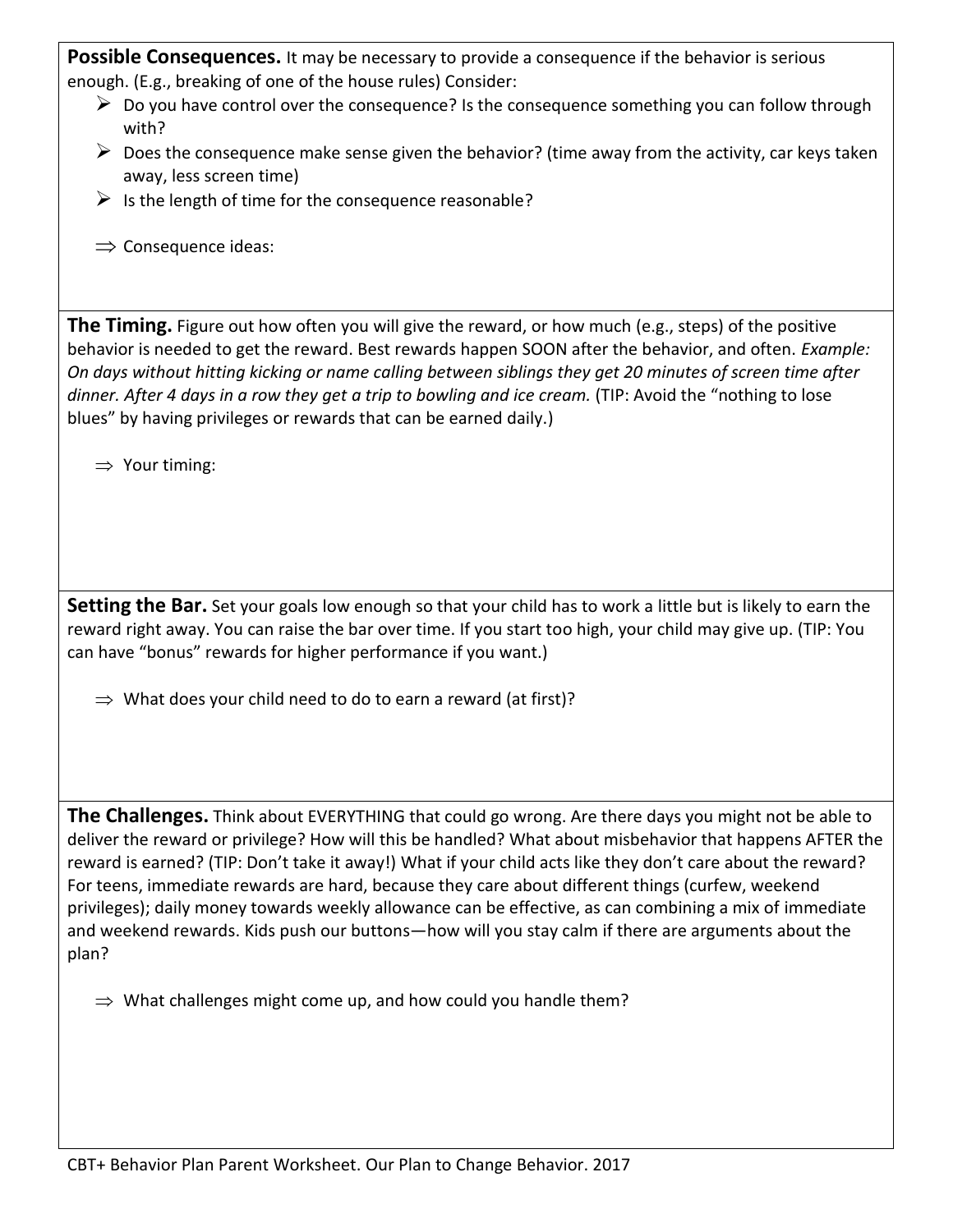**Possible Consequences.** It may be necessary to provide a consequence if the behavior is serious enough. (E.g., breaking of one of the house rules) Consider:

- Do you have control over the consequence? Is the consequence something you can follow through with?
- Does the consequence make sense given the behavior? (time away from the activity, car keys taken away, less screen time)
- Is the length of time for the consequence reasonable?

⇒ Consequence ideas:

**The Timing.** Figure out how often you will give the reward, or how much (e.g., steps) of the positive behavior is needed to get the reward. Best rewards happen SOON after the behavior, and often. *Example: On days without hitting kicking or name calling between siblings they get 20 minutes of screen time after dinner. After 4 days in a row they get a trip to bowling and ice cream.* (TIP: Avoid the "nothing to lose blues" by having privileges or rewards that can be earned daily.)

⇒ Your timing:

**Setting the Bar.** Set your goals low enough so that your child has to work a little but is likely to earn the reward right away. You can raise the bar over time. If you start too high, your child may give up. (TIP: You can have "bonus" rewards for higher performance if you want.)

⇒ What does your child need to do to earn a reward (at first)?

**The Challenges.** Think about EVERYTHING that could go wrong. Are there days you might not be able to deliver the reward or privilege? How will this be handled? What about misbehavior that happens AFTER the reward is earned? (TIP: Don't take it away!) What if your child acts like they don't care about the reward? For teens, immediate rewards are hard, because they care about different things (curfew, weekend privileges); daily money towards weekly allowance can be effective, as can combining a mix of immediate and weekend rewards. Kids push our buttons—how will you stay calm if there are arguments about the plan?

⇒ What challenges might come up, and how could you handle them?

CBT+ Behavior Plan Parent Worksheet. Our Plan to Change Behavior. 2017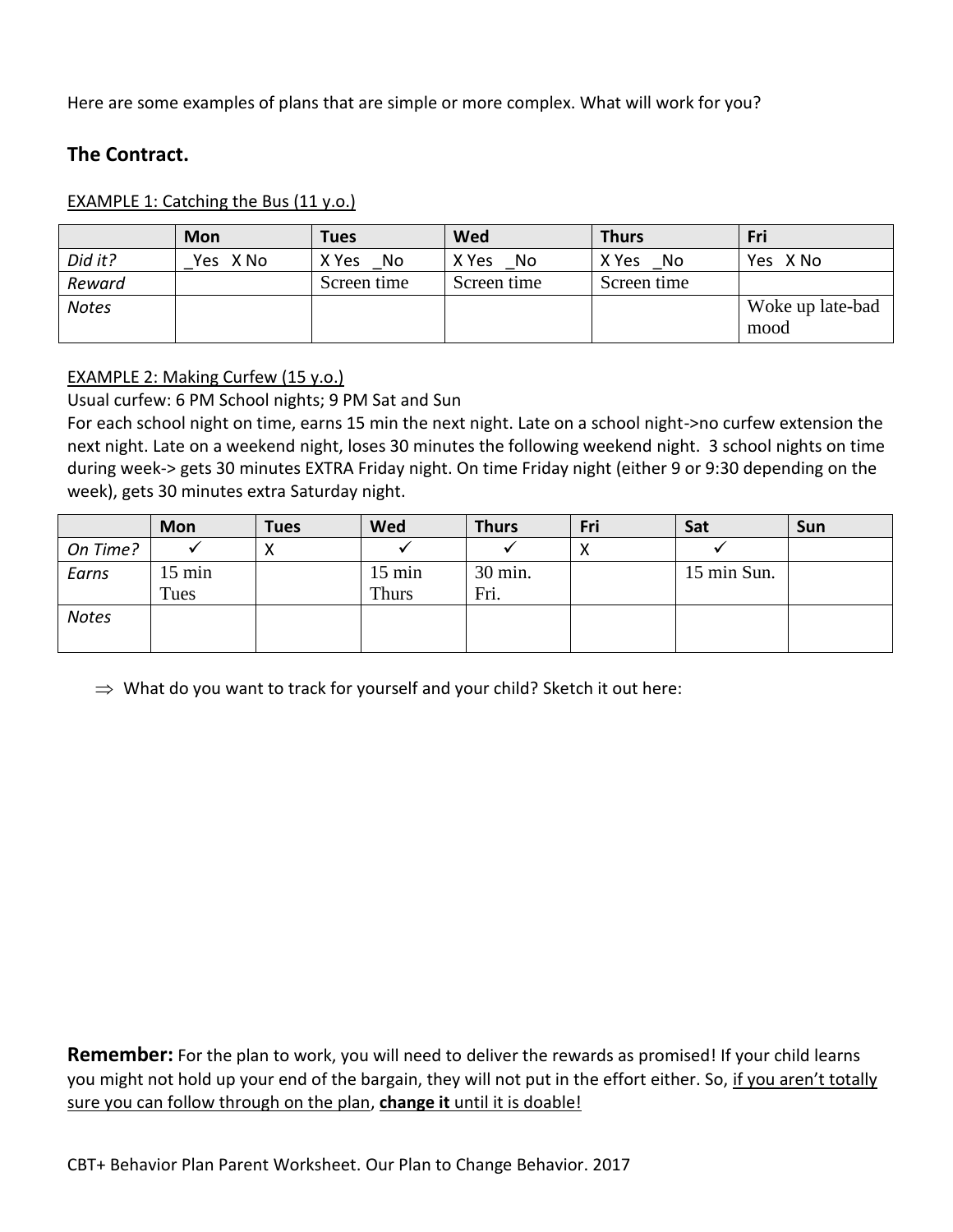Here are some examples of plans that are simple or more complex. What will work for you?

## The Contract.

<u>EXAMPLE 1: Catching the Bus (11 y.o.)</u>

| | Mon | Tues | Wed | Thurs | Fri |
|---|---|---|---|---|---|
| *Did it?* | _Yes X No | X Yes _No | X Yes _No | X Yes _No | Yes X No |
| *Reward* | | Screen time | Screen time | Screen time | |
| *Notes* | | | | | Woke up late-bad mood |

<u>EXAMPLE 2: Making Curfew (15 y.o.)</u>

Usual curfew: 6 PM School nights; 9 PM Sat and Sun

For each school night on time, earns 15 min the next night. Late on a school night->no curfew extension the next night. Late on a weekend night, loses 30 minutes the following weekend night. 3 school nights on time during week-> gets 30 minutes EXTRA Friday night. On time Friday night (either 9 or 9:30 depending on the week), gets 30 minutes extra Saturday night.

| | Mon | Tues | Wed | Thurs | Fri | Sat | Sun |
|---|---|---|---|---|---|---|---|
| *On Time?* | ✓ | X | ✓ | ✓ | X | ✓ | |
| *Earns* | 15 min Tues | | 15 min Thurs | 30 min. Fri. | | 15 min Sun. | |
| *Notes* | | | | | | | |

⇒ What do you want to track for yourself and your child? Sketch it out here:

**Remember:** For the plan to work, you will need to deliver the rewards as promised! If your child learns you might not hold up your end of the bargain, they will not put in the effort either. So, <u>if you aren't totally sure you can follow through on the plan</u>, <u>**change it** until it is doable!</u>

CBT+ Behavior Plan Parent Worksheet. Our Plan to Change Behavior. 2017